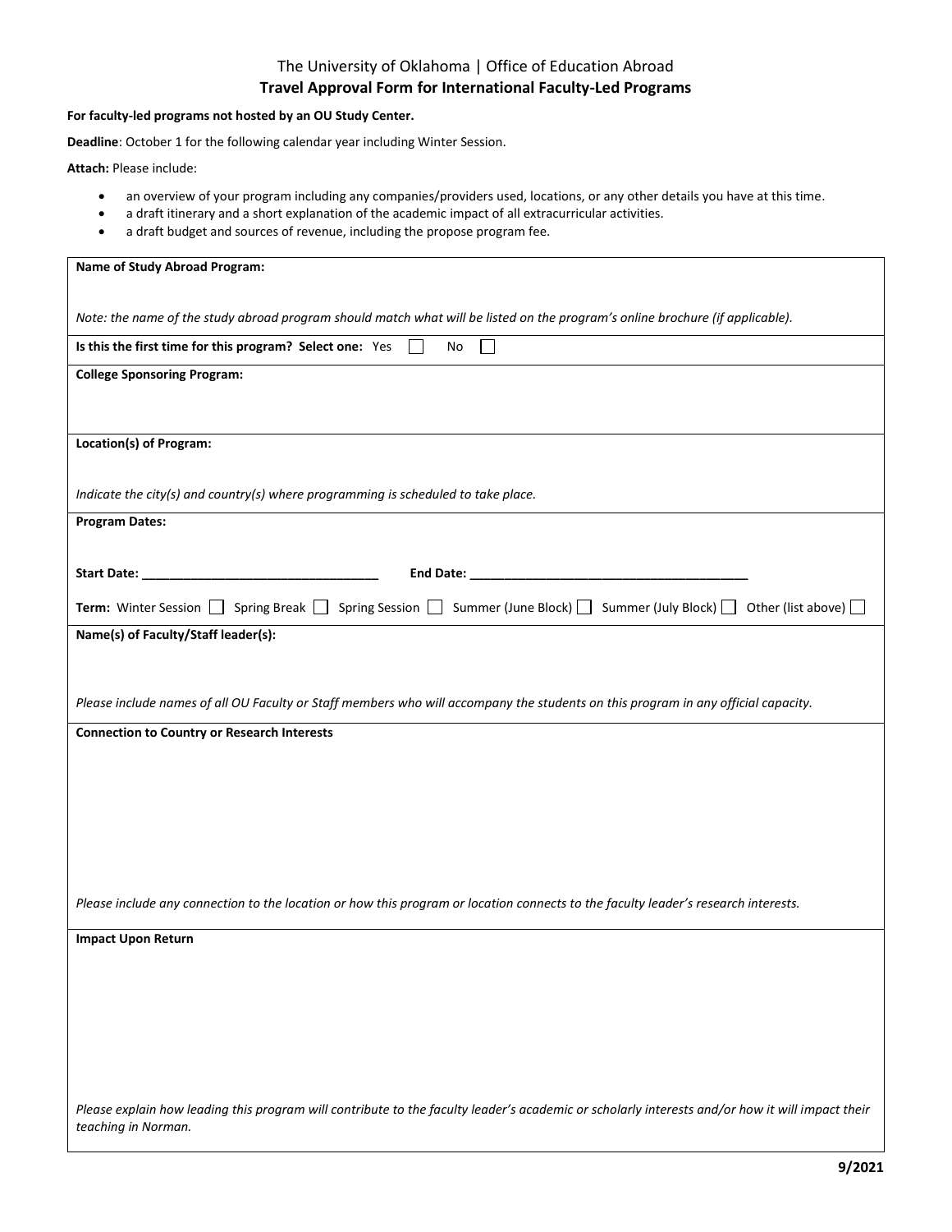The University of Oklahoma | Office of Education Abroad

# Travel Approval Form for International Faculty-Led Programs

**For faculty-led programs not hosted by an OU Study Center.**

**Deadline**: October 1 for the following calendar year including Winter Session.

**Attach:** Please include:

- an overview of your program including any companies/providers used, locations, or any other details you have at this time.
- a draft itinerary and a short explanation of the academic impact of all extracurricular activities.
- a draft budget and sources of revenue, including the propose program fee.

**Name of Study Abroad Program:**

*Note: the name of the study abroad program should match what will be listed on the program's online brochure (if applicable).*

**Is this the first time for this program? Select one:** Yes ☐ No ☐

**College Sponsoring Program:**

**Location(s) of Program:**

*Indicate the city(s) and country(s) where programming is scheduled to take place.*

**Program Dates:**

**Start Date: ______________________________** **End Date: ____________________________________**

**Term:** Winter Session ☐ Spring Break ☐ Spring Session ☐ Summer (June Block) ☐ Summer (July Block) ☐ Other (list above) ☐

**Name(s) of Faculty/Staff leader(s):**

*Please include names of all OU Faculty or Staff members who will accompany the students on this program in any official capacity.*

**Connection to Country or Research Interests**

*Please include any connection to the location or how this program or location connects to the faculty leader's research interests.*

**Impact Upon Return**

*Please explain how leading this program will contribute to the faculty leader's academic or scholarly interests and/or how it will impact their teaching in Norman.*

**9/2021**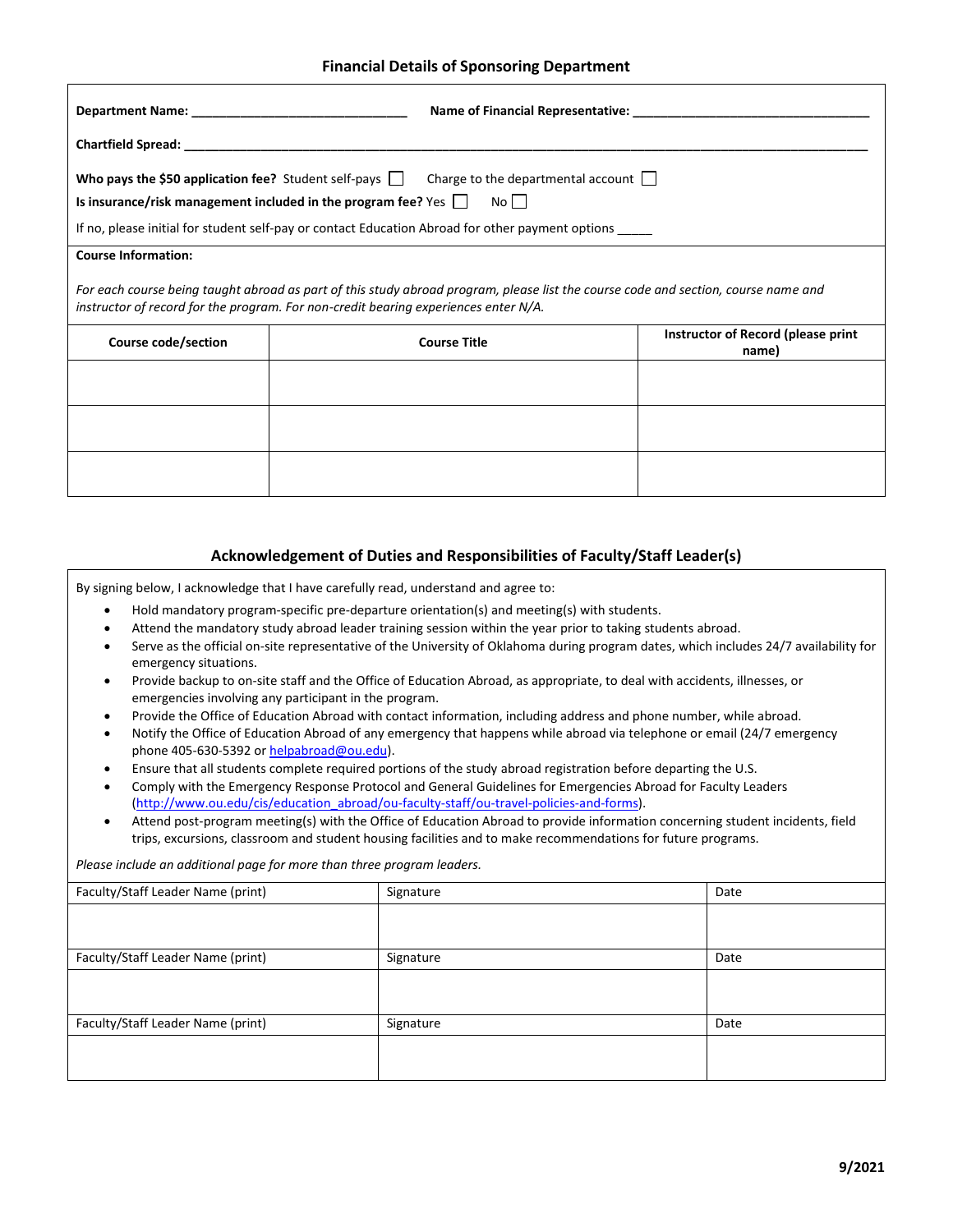## Financial Details of Sponsoring Department

**Department Name:** ______________________________ **Name of Financial Representative:** ___________________________________

**Chartfield Spread:** ___________________________________________________________________________________________

**Who pays the $50 application fee?** Student self-pays ☐ Charge to the departmental account ☐

**Is insurance/risk management included in the program fee?** Yes ☐ No ☐

If no, please initial for student self-pay or contact Education Abroad for other payment options _____

**Course Information:**

*For each course being taught abroad as part of this study abroad program, please list the course code and section, course name and instructor of record for the program. For non-credit bearing experiences enter N/A.*

| Course code/section | Course Title | Instructor of Record (please print name) |
|---|---|---|
| | | |
| | | |
| | | |

## Acknowledgement of Duties and Responsibilities of Faculty/Staff Leader(s)

By signing below, I acknowledge that I have carefully read, understand and agree to:

- Hold mandatory program-specific pre-departure orientation(s) and meeting(s) with students.
- Attend the mandatory study abroad leader training session within the year prior to taking students abroad.
- Serve as the official on-site representative of the University of Oklahoma during program dates, which includes 24/7 availability for emergency situations.
- Provide backup to on-site staff and the Office of Education Abroad, as appropriate, to deal with accidents, illnesses, or emergencies involving any participant in the program.
- Provide the Office of Education Abroad with contact information, including address and phone number, while abroad.
- Notify the Office of Education Abroad of any emergency that happens while abroad via telephone or email (24/7 emergency phone 405-630-5392 or helpabroad@ou.edu).
- Ensure that all students complete required portions of the study abroad registration before departing the U.S.
- Comply with the Emergency Response Protocol and General Guidelines for Emergencies Abroad for Faculty Leaders (http://www.ou.edu/cis/education_abroad/ou-faculty-staff/ou-travel-policies-and-forms).
- Attend post-program meeting(s) with the Office of Education Abroad to provide information concerning student incidents, field trips, excursions, classroom and student housing facilities and to make recommendations for future programs.

*Please include an additional page for more than three program leaders.*

| Faculty/Staff Leader Name (print) | Signature | Date |
|---|---|---|
| | | |
| **Faculty/Staff Leader Name (print)** | **Signature** | **Date** |
| | | |
| **Faculty/Staff Leader Name (print)** | **Signature** | **Date** |
| | | |

9/2021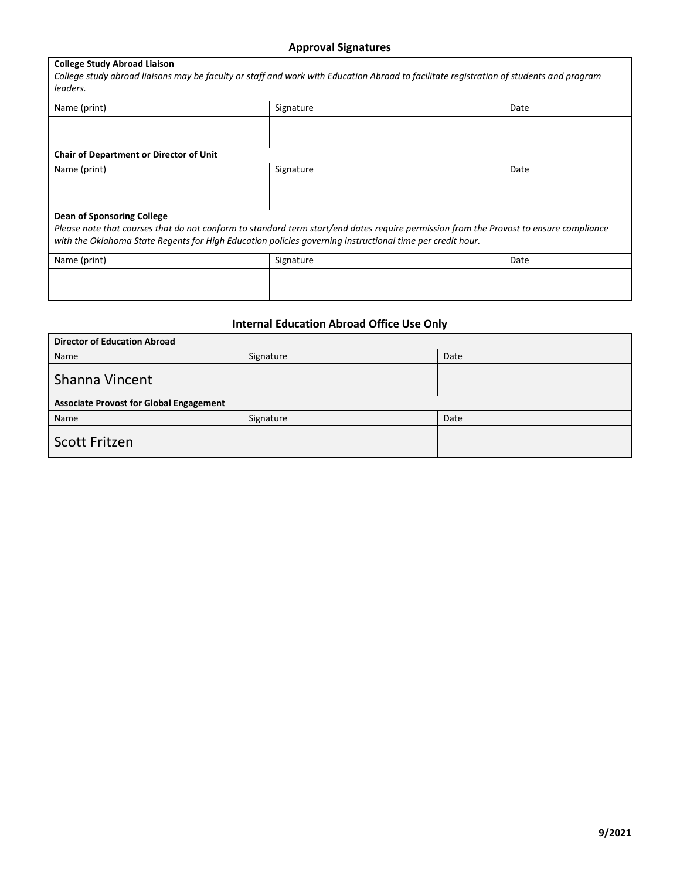## Approval Signatures

| **College Study Abroad Liaison**<br>*College study abroad liaisons may be faculty or staff and work with Education Abroad to facilitate registration of students and program leaders.* | | |
|---|---|---|
| Name (print) | Signature | Date |
| | | |
| **Chair of Department or Director of Unit** | | |
| Name (print) | Signature | Date |
| | | |
| **Dean of Sponsoring College**<br>*Please note that courses that do not conform to standard term start/end dates require permission from the Provost to ensure compliance with the Oklahoma State Regents for High Education policies governing instructional time per credit hour.* | | |
| Name (print) | Signature | Date |
| | | |

## Internal Education Abroad Office Use Only

| **Director of Education Abroad** | | |
|---|---|---|
| Name | Signature | Date |
| Shanna Vincent | | |
| **Associate Provost for Global Engagement** | | |
| Name | Signature | Date |
| Scott Fritzen | | |

9/2021